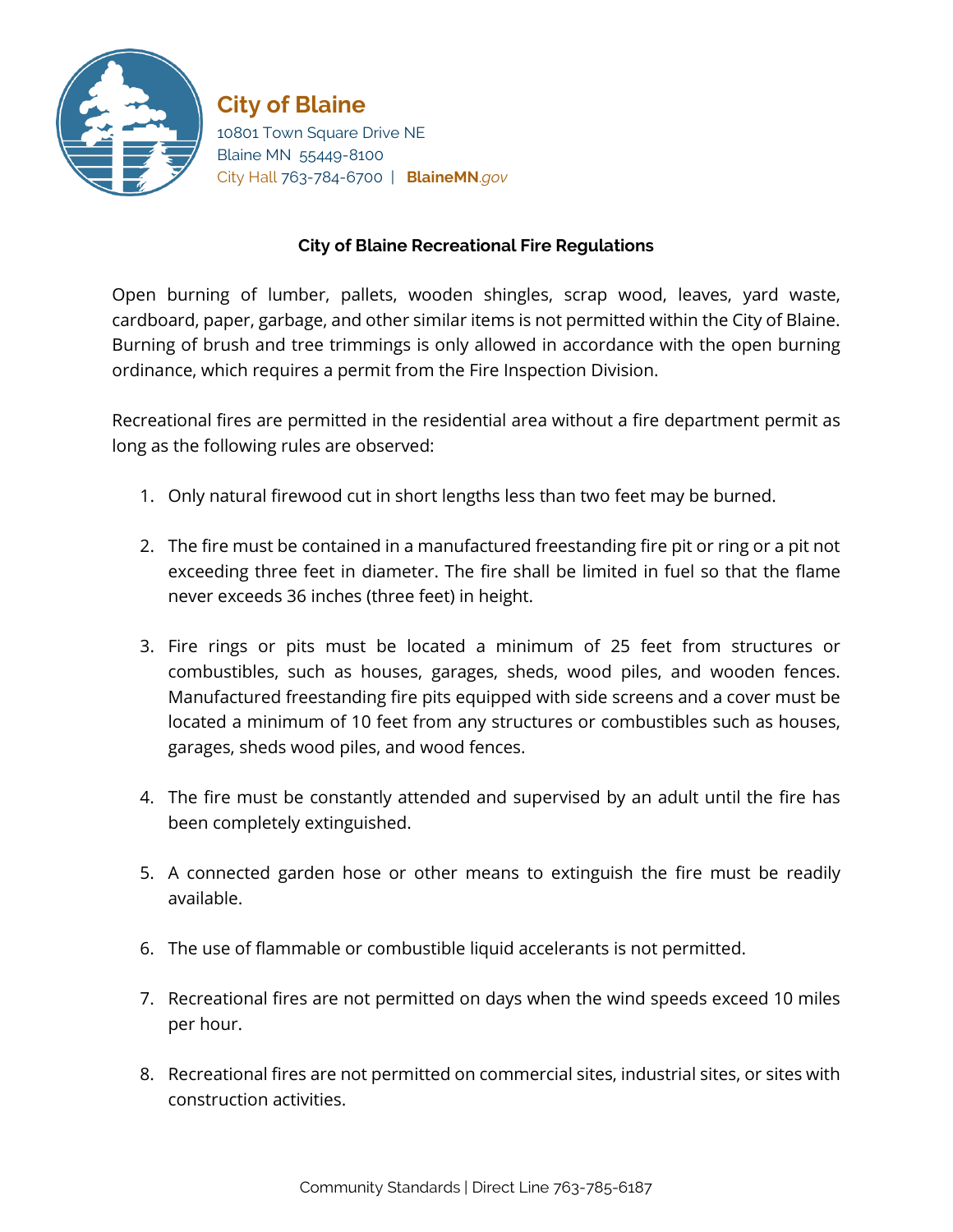# City of Blaine

10801 Town Square Drive NE
Blaine MN 55449-8100
City Hall 763-784-6700 | BlaineMN.gov

## City of Blaine Recreational Fire Regulations

Open burning of lumber, pallets, wooden shingles, scrap wood, leaves, yard waste, cardboard, paper, garbage, and other similar items is not permitted within the City of Blaine. Burning of brush and tree trimmings is only allowed in accordance with the open burning ordinance, which requires a permit from the Fire Inspection Division.

Recreational fires are permitted in the residential area without a fire department permit as long as the following rules are observed:

1. Only natural firewood cut in short lengths less than two feet may be burned.

2. The fire must be contained in a manufactured freestanding fire pit or ring or a pit not exceeding three feet in diameter. The fire shall be limited in fuel so that the flame never exceeds 36 inches (three feet) in height.

3. Fire rings or pits must be located a minimum of 25 feet from structures or combustibles, such as houses, garages, sheds, wood piles, and wooden fences. Manufactured freestanding fire pits equipped with side screens and a cover must be located a minimum of 10 feet from any structures or combustibles such as houses, garages, sheds wood piles, and wood fences.

4. The fire must be constantly attended and supervised by an adult until the fire has been completely extinguished.

5. A connected garden hose or other means to extinguish the fire must be readily available.

6. The use of flammable or combustible liquid accelerants is not permitted.

7. Recreational fires are not permitted on days when the wind speeds exceed 10 miles per hour.

8. Recreational fires are not permitted on commercial sites, industrial sites, or sites with construction activities.

Community Standards | Direct Line 763-785-6187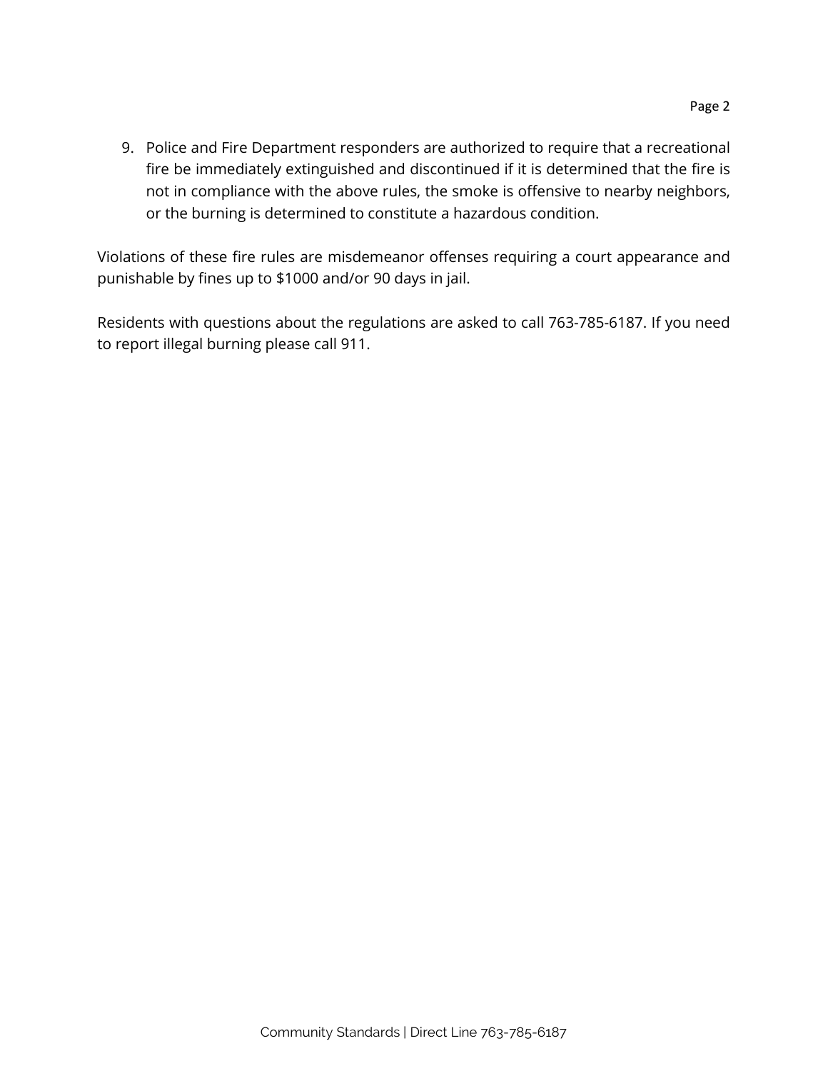9. Police and Fire Department responders are authorized to require that a recreational fire be immediately extinguished and discontinued if it is determined that the fire is not in compliance with the above rules, the smoke is offensive to nearby neighbors, or the burning is determined to constitute a hazardous condition.

Violations of these fire rules are misdemeanor offenses requiring a court appearance and punishable by fines up to $1000 and/or 90 days in jail.

Residents with questions about the regulations are asked to call 763-785-6187. If you need to report illegal burning please call 911.